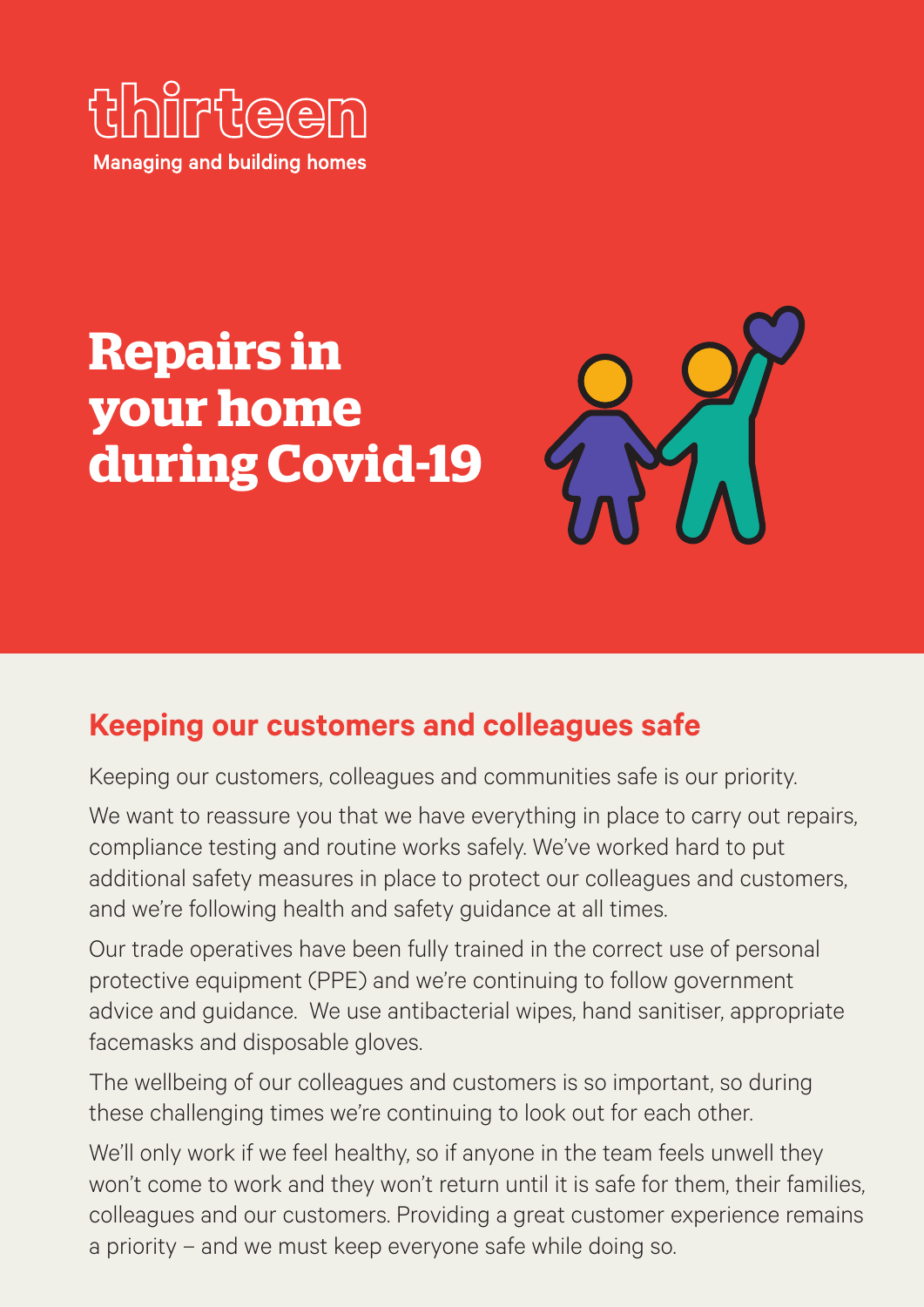thirteen

Managing and building homes

# Repairs in your home during Covid-19

## Keeping our customers and colleagues safe

Keeping our customers, colleagues and communities safe is our priority.

We want to reassure you that we have everything in place to carry out repairs, compliance testing and routine works safely. We've worked hard to put additional safety measures in place to protect our colleagues and customers, and we're following health and safety guidance at all times.

Our trade operatives have been fully trained in the correct use of personal protective equipment (PPE) and we're continuing to follow government advice and guidance. We use antibacterial wipes, hand sanitiser, appropriate facemasks and disposable gloves.

The wellbeing of our colleagues and customers is so important, so during these challenging times we're continuing to look out for each other.

We'll only work if we feel healthy, so if anyone in the team feels unwell they won't come to work and they won't return until it is safe for them, their families, colleagues and our customers. Providing a great customer experience remains a priority – and we must keep everyone safe while doing so.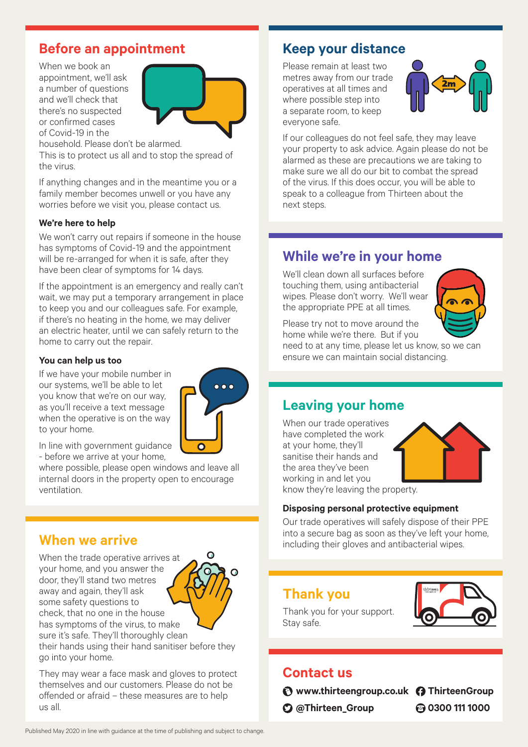## Before an appointment

When we book an appointment, we'll ask a number of questions and we'll check that there's no suspected or confirmed cases of Covid-19 in the household. Please don't be alarmed. This is to protect us all and to stop the spread of the virus.

If anything changes and in the meantime you or a family member becomes unwell or you have any worries before we visit you, please contact us.

**We're here to help**

We won't carry out repairs if someone in the house has symptoms of Covid-19 and the appointment will be re-arranged for when it is safe, after they have been clear of symptoms for 14 days.

If the appointment is an emergency and really can't wait, we may put a temporary arrangement in place to keep you and our colleagues safe. For example, if there's no heating in the home, we may deliver an electric heater, until we can safely return to the home to carry out the repair.

**You can help us too**

If we have your mobile number in our systems, we'll be able to let you know that we're on our way, as you'll receive a text message when the operative is on the way to your home.

In line with government guidance - before we arrive at your home, where possible, please open windows and leave all internal doors in the property open to encourage ventilation.

## When we arrive

When the trade operative arrives at your home, and you answer the door, they'll stand two metres away and again, they'll ask some safety questions to check, that no one in the house has symptoms of the virus, to make sure it's safe. They'll thoroughly clean their hands using their hand sanitiser before they go into your home.

They may wear a face mask and gloves to protect themselves and our customers. Please do not be offended or afraid – these measures are to help us all.

## Keep your distance

Please remain at least two metres away from our trade operatives at all times and where possible step into a separate room, to keep everyone safe.

If our colleagues do not feel safe, they may leave your property to ask advice. Again please do not be alarmed as these are precautions we are taking to make sure we all do our bit to combat the spread of the virus. If this does occur, you will be able to speak to a colleague from Thirteen about the next steps.

## While we're in your home

We'll clean down all surfaces before touching them, using antibacterial wipes. Please don't worry. We'll wear the appropriate PPE at all times.

Please try not to move around the home while we're there. But if you need to at any time, please let us know, so we can ensure we can maintain social distancing.

## Leaving your home

When our trade operatives have completed the work at your home, they'll sanitise their hands and the area they've been working in and let you know they're leaving the property.

**Disposing personal protective equipment**

Our trade operatives will safely dispose of their PPE into a secure bag as soon as they've left your home, including their gloves and antibacterial wipes.

## Thank you

Thank you for your support. Stay safe.

## Contact us

**www.thirteengroup.co.uk**

**ThirteenGroup**

**@Thirteen_Group**

**0300 111 1000**

Published May 2020 in line with guidance at the time of publishing and subject to change.